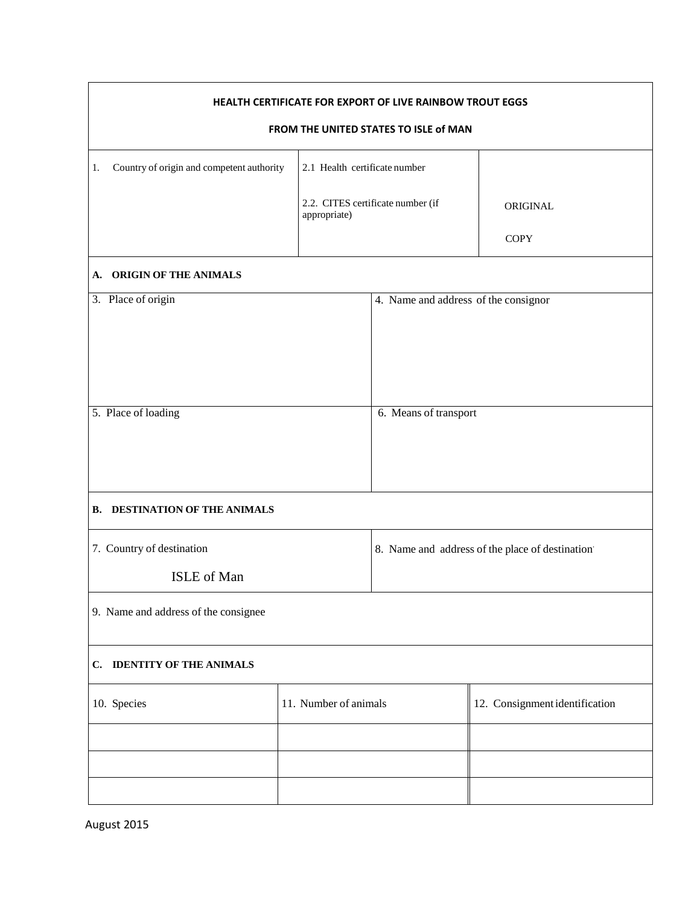## HEALTH CERTIFICATE FOR EXPORT OF LIVE RAINBOW TROUT EGGS

## FROM THE UNITED STATES TO ISLE of MAN

| 1. Country of origin and competent authority | 2.1 Health certificate number<br><br>2.2. CITES certificate number (if appropriate) | ORIGINAL<br><br>COPY |
|---|---|---|

**A. ORIGIN OF THE ANIMALS**

| 3. Place of origin | 4. Name and address of the consignor |
|---|---|
| 5. Place of loading | 6. Means of transport |

**B. DESTINATION OF THE ANIMALS**

| 7. Country of destination<br><br>ISLE of Man | 8. Name and address of the place of destination |
|---|---|

9. Name and address of the consignee

**C. IDENTITY OF THE ANIMALS**

| 10. Species | 11. Number of animals | 12. Consignment identification |
|---|---|---|
| | | |
| | | |
| | | |

August 2015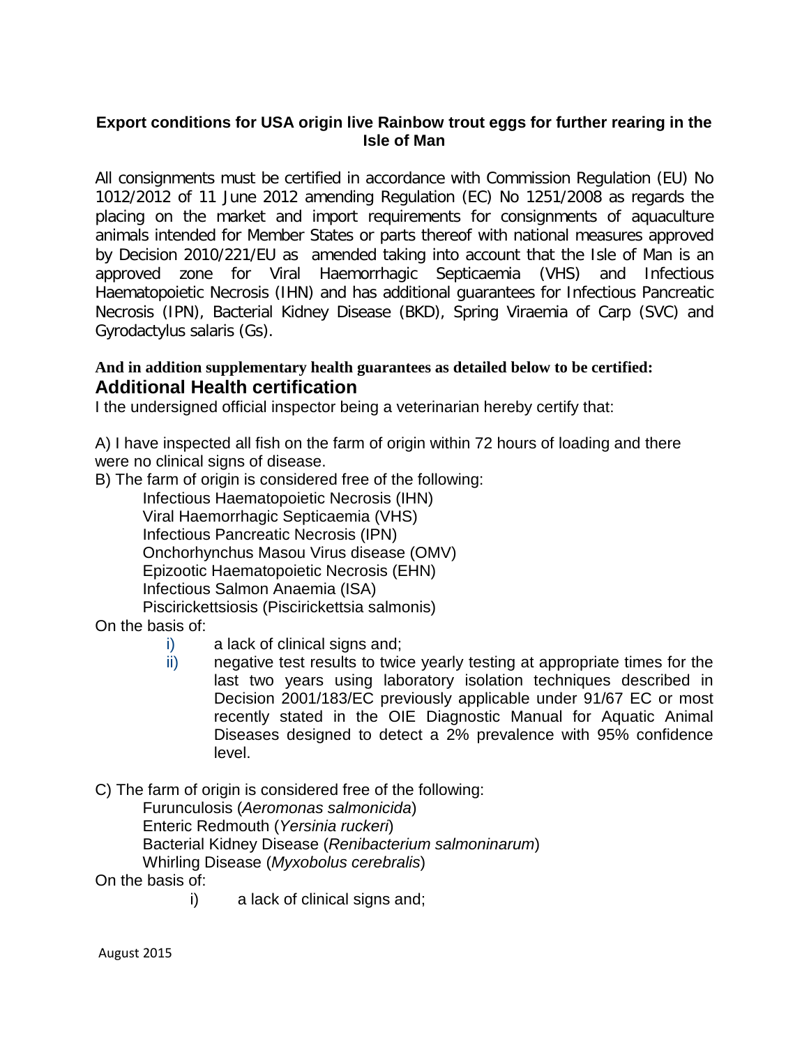**Export conditions for USA origin live Rainbow trout eggs for further rearing in the Isle of Man**

All consignments must be certified in accordance with Commission Regulation (EU) No 1012/2012 of 11 June 2012 amending Regulation (EC) No 1251/2008 as regards the placing on the market and import requirements for consignments of aquaculture animals intended for Member States or parts thereof with national measures approved by Decision 2010/221/EU as amended taking into account that the Isle of Man is an approved zone for Viral Haemorrhagic Septicaemia (VHS) and Infectious Haematopoietic Necrosis (IHN) and has additional guarantees for Infectious Pancreatic Necrosis (IPN), Bacterial Kidney Disease (BKD), Spring Viraemia of Carp (SVC) and Gyrodactylus salaris (Gs).

**And in addition supplementary health guarantees as detailed below to be certified:**

## Additional Health certification

I the undersigned official inspector being a veterinarian hereby certify that:

A) I have inspected all fish on the farm of origin within 72 hours of loading and there were no clinical signs of disease.

B) The farm of origin is considered free of the following:

- Infectious Haematopoietic Necrosis (IHN)
- Viral Haemorrhagic Septicaemia (VHS)
- Infectious Pancreatic Necrosis (IPN)
- Onchorhynchus Masou Virus disease (OMV)
- Epizootic Haematopoietic Necrosis (EHN)
- Infectious Salmon Anaemia (ISA)
- Piscirickettsiosis (Piscirickettsia salmonis)

On the basis of:

i) a lack of clinical signs and;

ii) negative test results to twice yearly testing at appropriate times for the last two years using laboratory isolation techniques described in Decision 2001/183/EC previously applicable under 91/67 EC or most recently stated in the OIE Diagnostic Manual for Aquatic Animal Diseases designed to detect a 2% prevalence with 95% confidence level.

C) The farm of origin is considered free of the following:

- Furunculosis (*Aeromonas salmonicida*)
- Enteric Redmouth (*Yersinia ruckeri*)
- Bacterial Kidney Disease (*Renibacterium salmoninarum*)
- Whirling Disease (*Myxobolus cerebralis*)

On the basis of:

i) a lack of clinical signs and;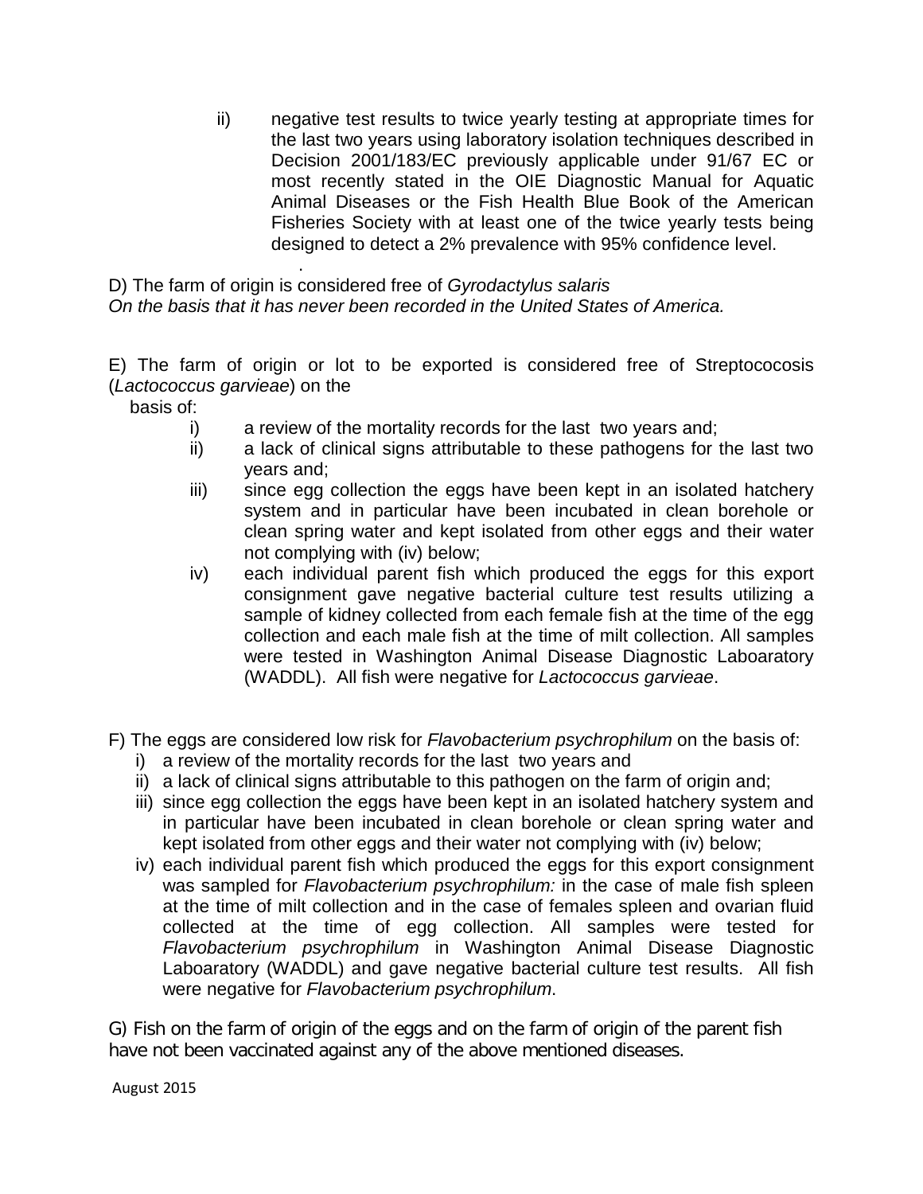ii) negative test results to twice yearly testing at appropriate times for the last two years using laboratory isolation techniques described in Decision 2001/183/EC previously applicable under 91/67 EC or most recently stated in the OIE Diagnostic Manual for Aquatic Animal Diseases or the Fish Health Blue Book of the American Fisheries Society with at least one of the twice yearly tests being designed to detect a 2% prevalence with 95% confidence level.

D) The farm of origin is considered free of *Gyrodactylus salaris*
*On the basis that it has never been recorded in the United States of America.*

E) The farm of origin or lot to be exported is considered free of Streptococosis (*Lactococcus garvieae*) on the basis of:

i) a review of the mortality records for the last two years and;
ii) a lack of clinical signs attributable to these pathogens for the last two years and;
iii) since egg collection the eggs have been kept in an isolated hatchery system and in particular have been incubated in clean borehole or clean spring water and kept isolated from other eggs and their water not complying with (iv) below;
iv) each individual parent fish which produced the eggs for this export consignment gave negative bacterial culture test results utilizing a sample of kidney collected from each female fish at the time of the egg collection and each male fish at the time of milt collection. All samples were tested in Washington Animal Disease Diagnostic Laboaratory (WADDL). All fish were negative for *Lactococcus garvieae*.

F) The eggs are considered low risk for *Flavobacterium psychrophilum* on the basis of:

i) a review of the mortality records for the last two years and
ii) a lack of clinical signs attributable to this pathogen on the farm of origin and;
iii) since egg collection the eggs have been kept in an isolated hatchery system and in particular have been incubated in clean borehole or clean spring water and kept isolated from other eggs and their water not complying with (iv) below;
iv) each individual parent fish which produced the eggs for this export consignment was sampled for *Flavobacterium psychrophilum:* in the case of male fish spleen at the time of milt collection and in the case of females spleen and ovarian fluid collected at the time of egg collection. All samples were tested for *Flavobacterium psychrophilum* in Washington Animal Disease Diagnostic Laboaratory (WADDL) and gave negative bacterial culture test results. All fish were negative for *Flavobacterium psychrophilum*.

G) Fish on the farm of origin of the eggs and on the farm of origin of the parent fish have not been vaccinated against any of the above mentioned diseases.

August 2015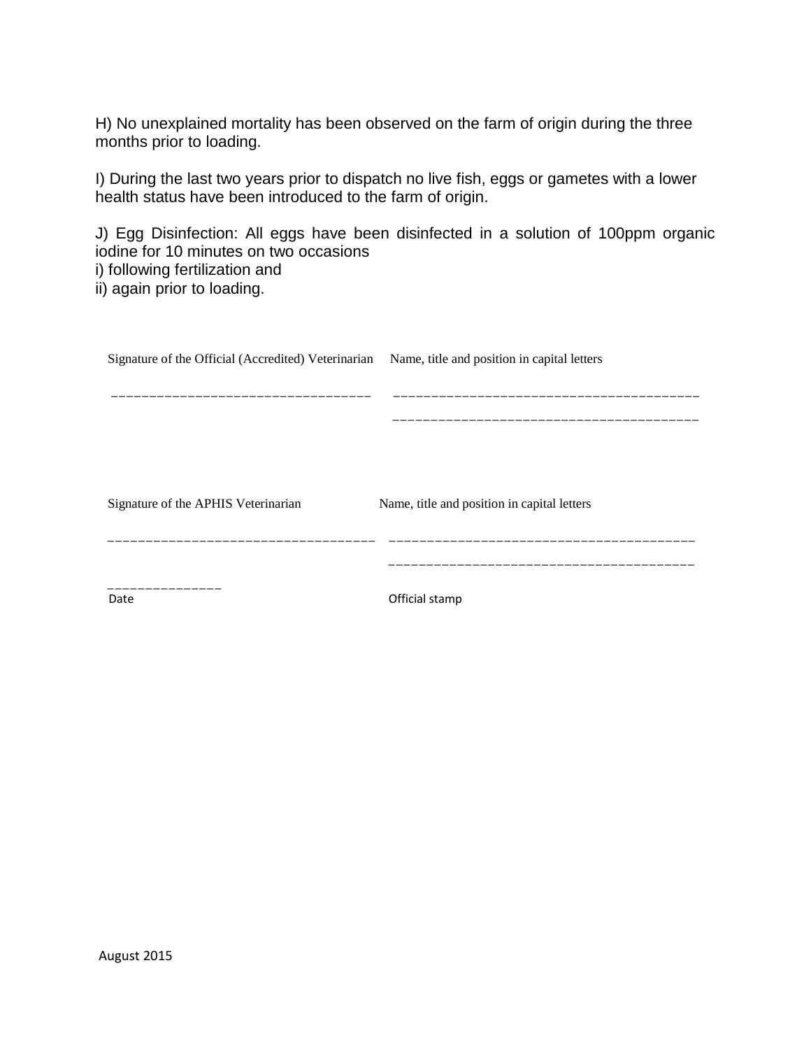H) No unexplained mortality has been observed on the farm of origin during the three months prior to loading.

I) During the last two years prior to dispatch no live fish, eggs or gametes with a lower health status have been introduced to the farm of origin.

J) Egg Disinfection: All eggs have been disinfected in a solution of 100ppm organic iodine for 10 minutes on two occasions
i) following fertilization and
ii) again prior to loading.

| Signature of the Official (Accredited) Veterinarian | Name, title and position in capital letters |
| --- | --- |
| ___________________________________ | _________________________________________ |
| | _________________________________________ |

| Signature of the APHIS Veterinarian | Name, title and position in capital letters |
| --- | --- |
| ___________________________________ | _________________________________________ |
| | _________________________________________ |

| _______________ | |
| --- | --- |
| Date | Official stamp |

August 2015